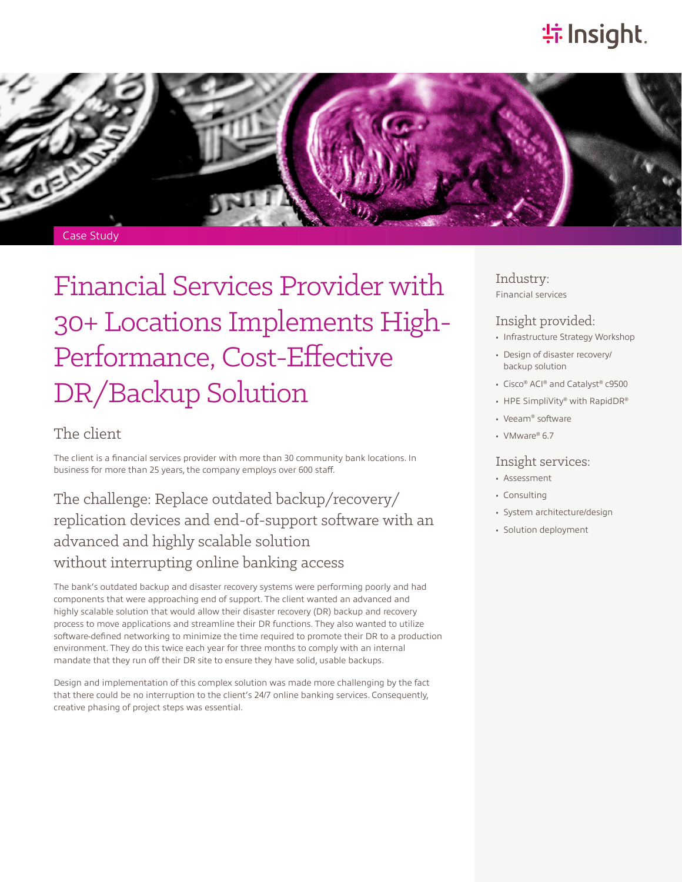Case Study

# Financial Services Provider with 30+ Locations Implements High-Performance, Cost-Effective DR/Backup Solution

## The client

The client is a financial services provider with more than 30 community bank locations. In business for more than 25 years, the company employs over 600 staff.

## The challenge: Replace outdated backup/recovery/replication devices and end-of-support software with an advanced and highly scalable solution without interrupting online banking access

The bank's outdated backup and disaster recovery systems were performing poorly and had components that were approaching end of support. The client wanted an advanced and highly scalable solution that would allow their disaster recovery (DR) backup and recovery process to move applications and streamline their DR functions. They also wanted to utilize software-defined networking to minimize the time required to promote their DR to a production environment. They do this twice each year for three months to comply with an internal mandate that they run off their DR site to ensure they have solid, usable backups.

Design and implementation of this complex solution was made more challenging by the fact that there could be no interruption to the client's 24/7 online banking services. Consequently, creative phasing of project steps was essential.

### Industry:

Financial services

### Insight provided:

- Infrastructure Strategy Workshop
- Design of disaster recovery/backup solution
- Cisco® ACI® and Catalyst® c9500
- HPE SimpliVity® with RapidDR®
- Veeam® software
- VMware® 6.7

### Insight services:

- Assessment
- Consulting
- System architecture/design
- Solution deployment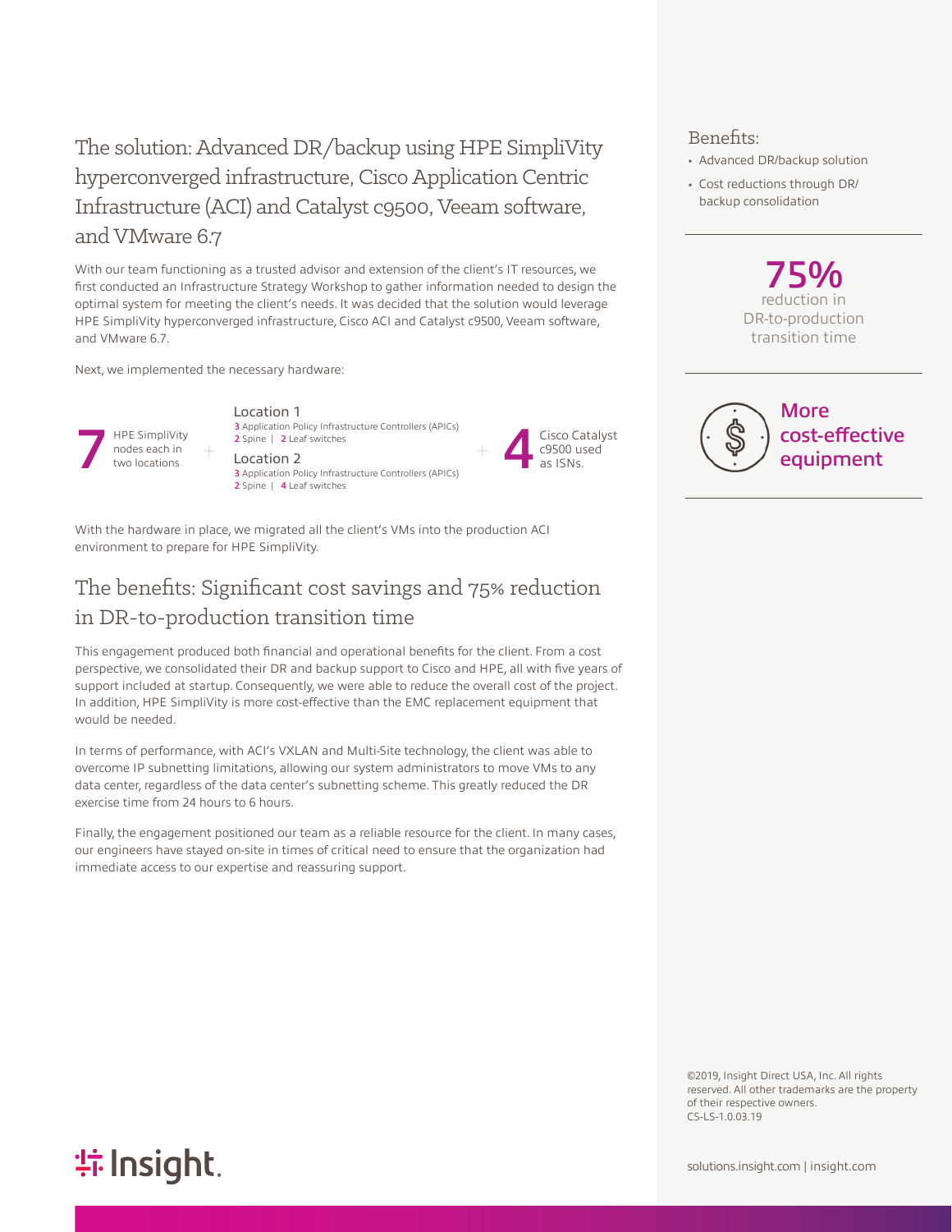## The solution: Advanced DR/backup using HPE SimpliVity hyperconverged infrastructure, Cisco Application Centric Infrastructure (ACI) and Catalyst c9500, Veeam software, and VMware 6.7

With our team functioning as a trusted advisor and extension of the client's IT resources, we first conducted an Infrastructure Strategy Workshop to gather information needed to design the optimal system for meeting the client's needs. It was decided that the solution would leverage HPE SimpliVity hyperconverged infrastructure, Cisco ACI and Catalyst c9500, Veeam software, and VMware 6.7.

Next, we implemented the necessary hardware:

**7** HPE SimpliVity nodes each in two locations

+

Location 1
**3** Application Policy Infrastructure Controllers (APICs)
**2** Spine | **2** Leaf switches

Location 2
**3** Application Policy Infrastructure Controllers (APICs)
**2** Spine | **4** Leaf switches

+

**4** Cisco Catalyst c9500 used as ISNs.

With the hardware in place, we migrated all the client's VMs into the production ACI environment to prepare for HPE SimpliVity.

## The benefits: Significant cost savings and 75% reduction in DR-to-production transition time

This engagement produced both financial and operational benefits for the client. From a cost perspective, we consolidated their DR and backup support to Cisco and HPE, all with five years of support included at startup. Consequently, we were able to reduce the overall cost of the project. In addition, HPE SimpliVity is more cost-effective than the EMC replacement equipment that would be needed.

In terms of performance, with ACI's VXLAN and Multi-Site technology, the client was able to overcome IP subnetting limitations, allowing our system administrators to move VMs to any data center, regardless of the data center's subnetting scheme. This greatly reduced the DR exercise time from 24 hours to 6 hours.

Finally, the engagement positioned our team as a reliable resource for the client. In many cases, our engineers have stayed on-site in times of critical need to ensure that the organization had immediate access to our expertise and reassuring support.

### Benefits:

- Advanced DR/backup solution
- Cost reductions through DR/backup consolidation

**75%**
reduction in DR-to-production transition time

**More cost-effective equipment**

©2019, Insight Direct USA, Inc. All rights reserved. All other trademarks are the property of their respective owners.
CS-LS-1.0.03.19

Insight.

solutions.insight.com | insight.com